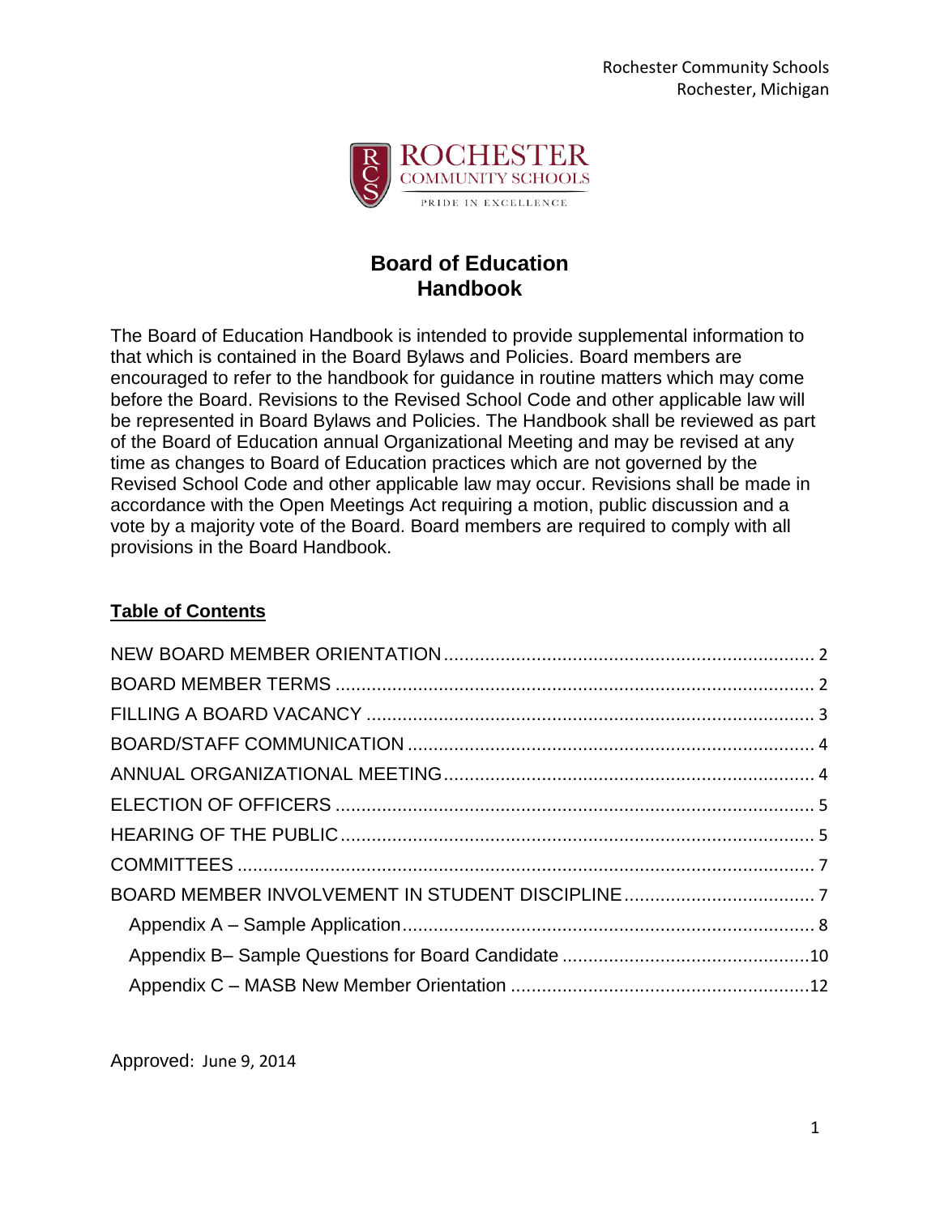Rochester Community Schools
Rochester, Michigan

ROCHESTER COMMUNITY SCHOOLS
PRIDE IN EXCELLENCE

# Board of Education Handbook

The Board of Education Handbook is intended to provide supplemental information to that which is contained in the Board Bylaws and Policies. Board members are encouraged to refer to the handbook for guidance in routine matters which may come before the Board. Revisions to the Revised School Code and other applicable law will be represented in Board Bylaws and Policies. The Handbook shall be reviewed as part of the Board of Education annual Organizational Meeting and may be revised at any time as changes to Board of Education practices which are not governed by the Revised School Code and other applicable law may occur. Revisions shall be made in accordance with the Open Meetings Act requiring a motion, public discussion and a vote by a majority vote of the Board. Board members are required to comply with all provisions in the Board Handbook.

## Table of Contents

- NEW BOARD MEMBER ORIENTATION ........ 2
- BOARD MEMBER TERMS ........ 2
- FILLING A BOARD VACANCY ........ 3
- BOARD/STAFF COMMUNICATION ........ 4
- ANNUAL ORGANIZATIONAL MEETING ........ 4
- ELECTION OF OFFICERS ........ 5
- HEARING OF THE PUBLIC ........ 5
- COMMITTEES ........ 7
- BOARD MEMBER INVOLVEMENT IN STUDENT DISCIPLINE ........ 7
  - Appendix A – Sample Application ........ 8
  - Appendix B– Sample Questions for Board Candidate ........ 10
  - Appendix C – MASB New Member Orientation ........ 12

Approved: June 9, 2014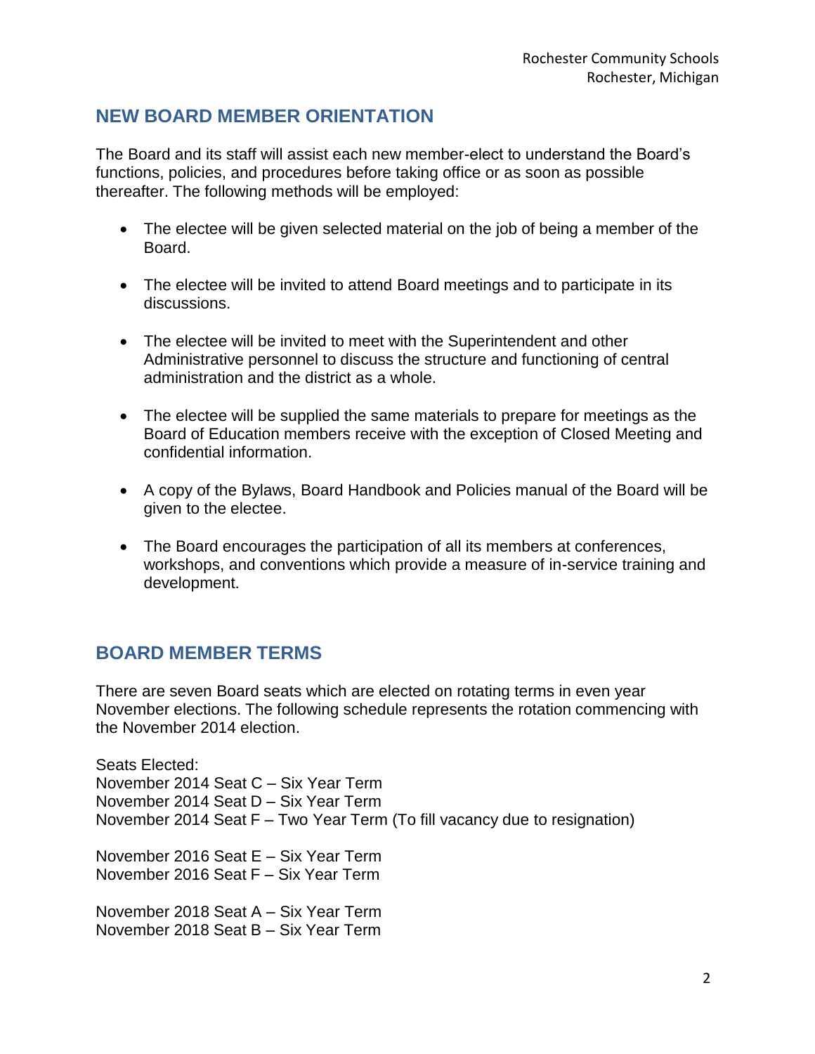## NEW BOARD MEMBER ORIENTATION

The Board and its staff will assist each new member-elect to understand the Board's functions, policies, and procedures before taking office or as soon as possible thereafter. The following methods will be employed:

- The electee will be given selected material on the job of being a member of the Board.
- The electee will be invited to attend Board meetings and to participate in its discussions.
- The electee will be invited to meet with the Superintendent and other Administrative personnel to discuss the structure and functioning of central administration and the district as a whole.
- The electee will be supplied the same materials to prepare for meetings as the Board of Education members receive with the exception of Closed Meeting and confidential information.
- A copy of the Bylaws, Board Handbook and Policies manual of the Board will be given to the electee.
- The Board encourages the participation of all its members at conferences, workshops, and conventions which provide a measure of in-service training and development.

## BOARD MEMBER TERMS

There are seven Board seats which are elected on rotating terms in even year November elections. The following schedule represents the rotation commencing with the November 2014 election.

Seats Elected:
November 2014 Seat C – Six Year Term
November 2014 Seat D – Six Year Term
November 2014 Seat F – Two Year Term (To fill vacancy due to resignation)

November 2016 Seat E – Six Year Term
November 2016 Seat F – Six Year Term

November 2018 Seat A – Six Year Term
November 2018 Seat B – Six Year Term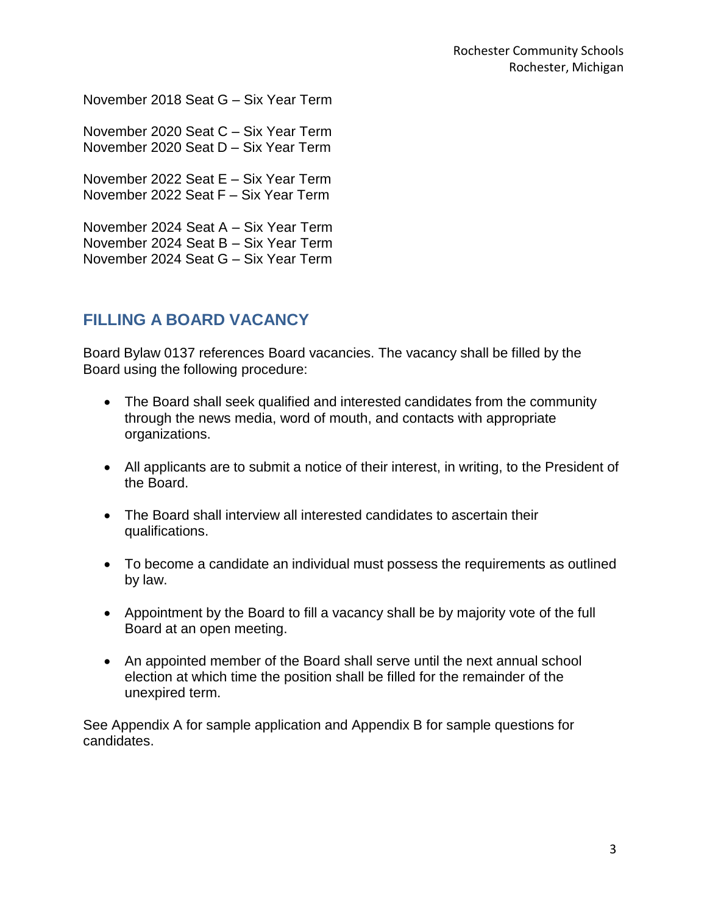November 2018 Seat G – Six Year Term

November 2020 Seat C – Six Year Term
November 2020 Seat D – Six Year Term

November 2022 Seat E – Six Year Term
November 2022 Seat F – Six Year Term

November 2024 Seat A – Six Year Term
November 2024 Seat B – Six Year Term
November 2024 Seat G – Six Year Term

## FILLING A BOARD VACANCY

Board Bylaw 0137 references Board vacancies. The vacancy shall be filled by the Board using the following procedure:

- The Board shall seek qualified and interested candidates from the community through the news media, word of mouth, and contacts with appropriate organizations.
- All applicants are to submit a notice of their interest, in writing, to the President of the Board.
- The Board shall interview all interested candidates to ascertain their qualifications.
- To become a candidate an individual must possess the requirements as outlined by law.
- Appointment by the Board to fill a vacancy shall be by majority vote of the full Board at an open meeting.
- An appointed member of the Board shall serve until the next annual school election at which time the position shall be filled for the remainder of the unexpired term.

See Appendix A for sample application and Appendix B for sample questions for candidates.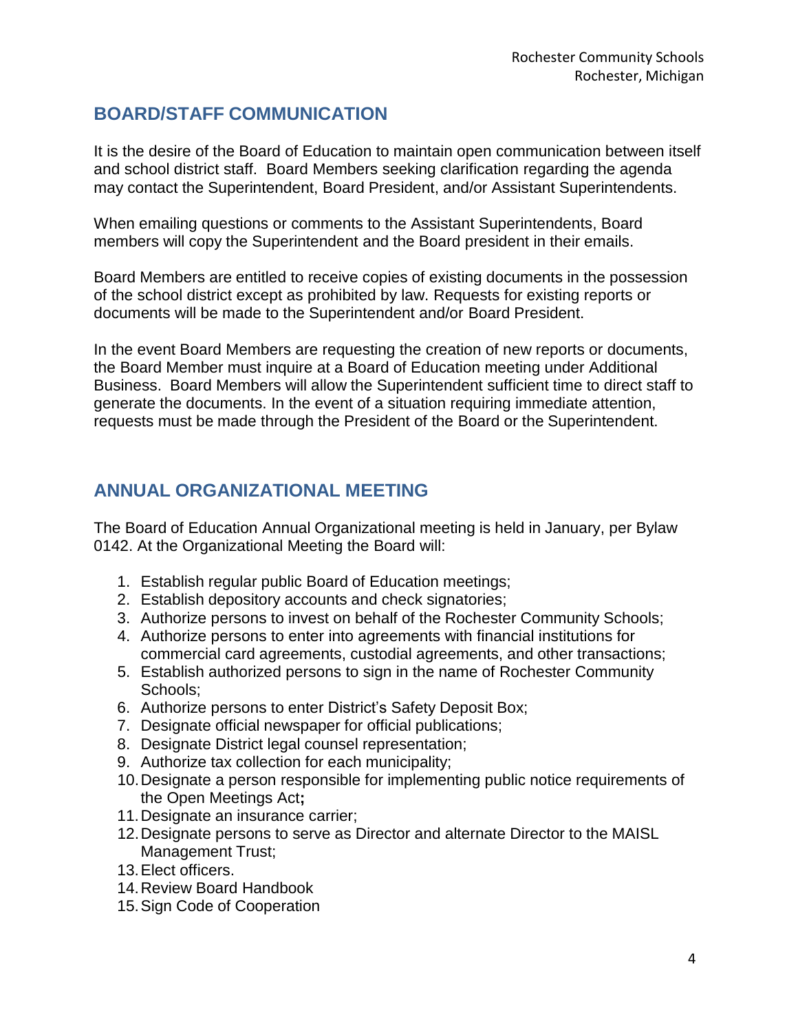## BOARD/STAFF COMMUNICATION

It is the desire of the Board of Education to maintain open communication between itself and school district staff. Board Members seeking clarification regarding the agenda may contact the Superintendent, Board President, and/or Assistant Superintendents.

When emailing questions or comments to the Assistant Superintendents, Board members will copy the Superintendent and the Board president in their emails.

Board Members are entitled to receive copies of existing documents in the possession of the school district except as prohibited by law. Requests for existing reports or documents will be made to the Superintendent and/or Board President.

In the event Board Members are requesting the creation of new reports or documents, the Board Member must inquire at a Board of Education meeting under Additional Business. Board Members will allow the Superintendent sufficient time to direct staff to generate the documents. In the event of a situation requiring immediate attention, requests must be made through the President of the Board or the Superintendent.

## ANNUAL ORGANIZATIONAL MEETING

The Board of Education Annual Organizational meeting is held in January, per Bylaw 0142. At the Organizational Meeting the Board will:

1. Establish regular public Board of Education meetings;
2. Establish depository accounts and check signatories;
3. Authorize persons to invest on behalf of the Rochester Community Schools;
4. Authorize persons to enter into agreements with financial institutions for commercial card agreements, custodial agreements, and other transactions;
5. Establish authorized persons to sign in the name of Rochester Community Schools;
6. Authorize persons to enter District's Safety Deposit Box;
7. Designate official newspaper for official publications;
8. Designate District legal counsel representation;
9. Authorize tax collection for each municipality;
10. Designate a person responsible for implementing public notice requirements of the Open Meetings Act**;**
11. Designate an insurance carrier;
12. Designate persons to serve as Director and alternate Director to the MAISL Management Trust;
13. Elect officers.
14. Review Board Handbook
15. Sign Code of Cooperation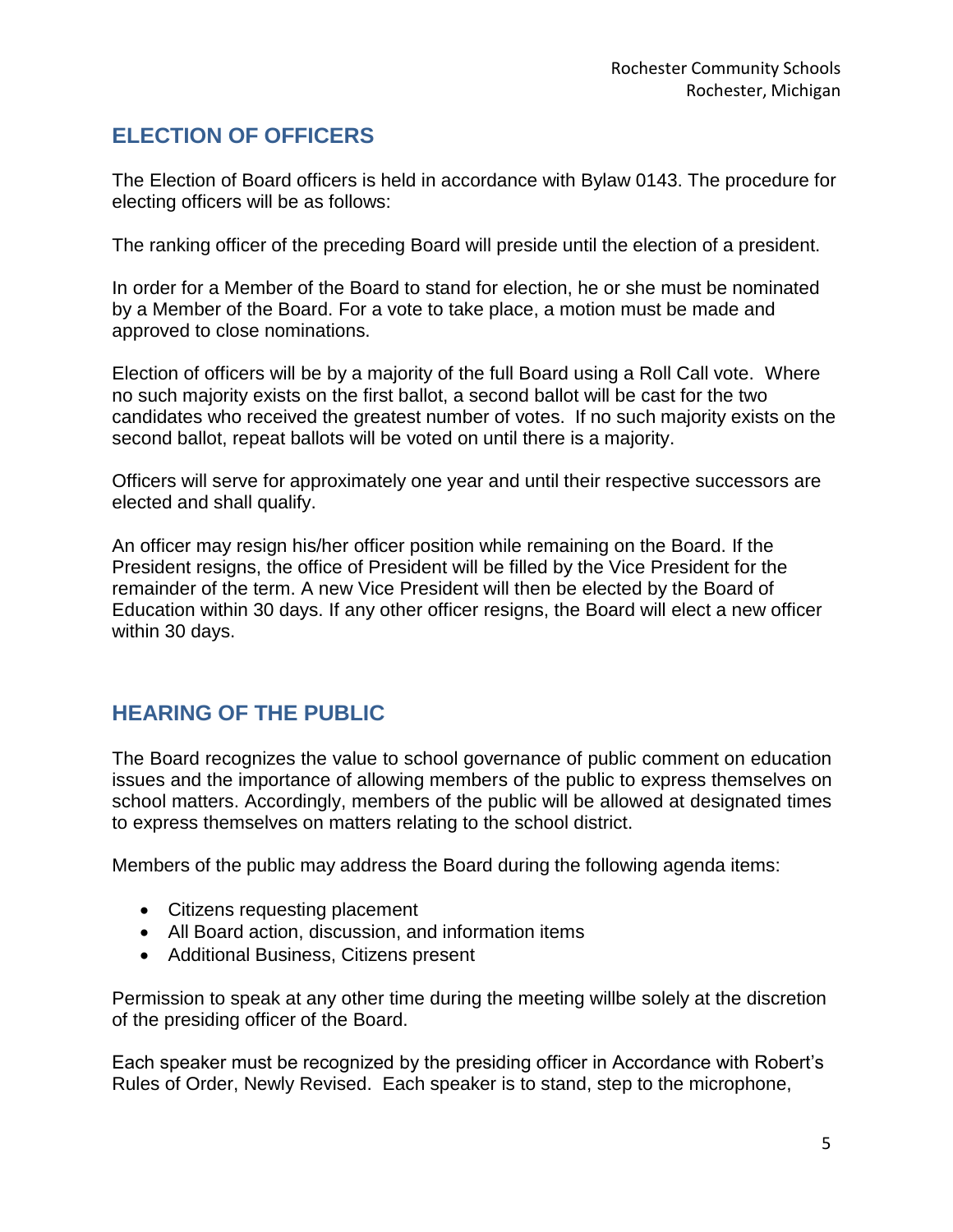## ELECTION OF OFFICERS

The Election of Board officers is held in accordance with Bylaw 0143. The procedure for electing officers will be as follows:

The ranking officer of the preceding Board will preside until the election of a president.

In order for a Member of the Board to stand for election, he or she must be nominated by a Member of the Board. For a vote to take place, a motion must be made and approved to close nominations.

Election of officers will be by a majority of the full Board using a Roll Call vote. Where no such majority exists on the first ballot, a second ballot will be cast for the two candidates who received the greatest number of votes. If no such majority exists on the second ballot, repeat ballots will be voted on until there is a majority.

Officers will serve for approximately one year and until their respective successors are elected and shall qualify.

An officer may resign his/her officer position while remaining on the Board. If the President resigns, the office of President will be filled by the Vice President for the remainder of the term. A new Vice President will then be elected by the Board of Education within 30 days. If any other officer resigns, the Board will elect a new officer within 30 days.

## HEARING OF THE PUBLIC

The Board recognizes the value to school governance of public comment on education issues and the importance of allowing members of the public to express themselves on school matters. Accordingly, members of the public will be allowed at designated times to express themselves on matters relating to the school district.

Members of the public may address the Board during the following agenda items:

- Citizens requesting placement
- All Board action, discussion, and information items
- Additional Business, Citizens present

Permission to speak at any other time during the meeting willbe solely at the discretion of the presiding officer of the Board.

Each speaker must be recognized by the presiding officer in Accordance with Robert's Rules of Order, Newly Revised. Each speaker is to stand, step to the microphone,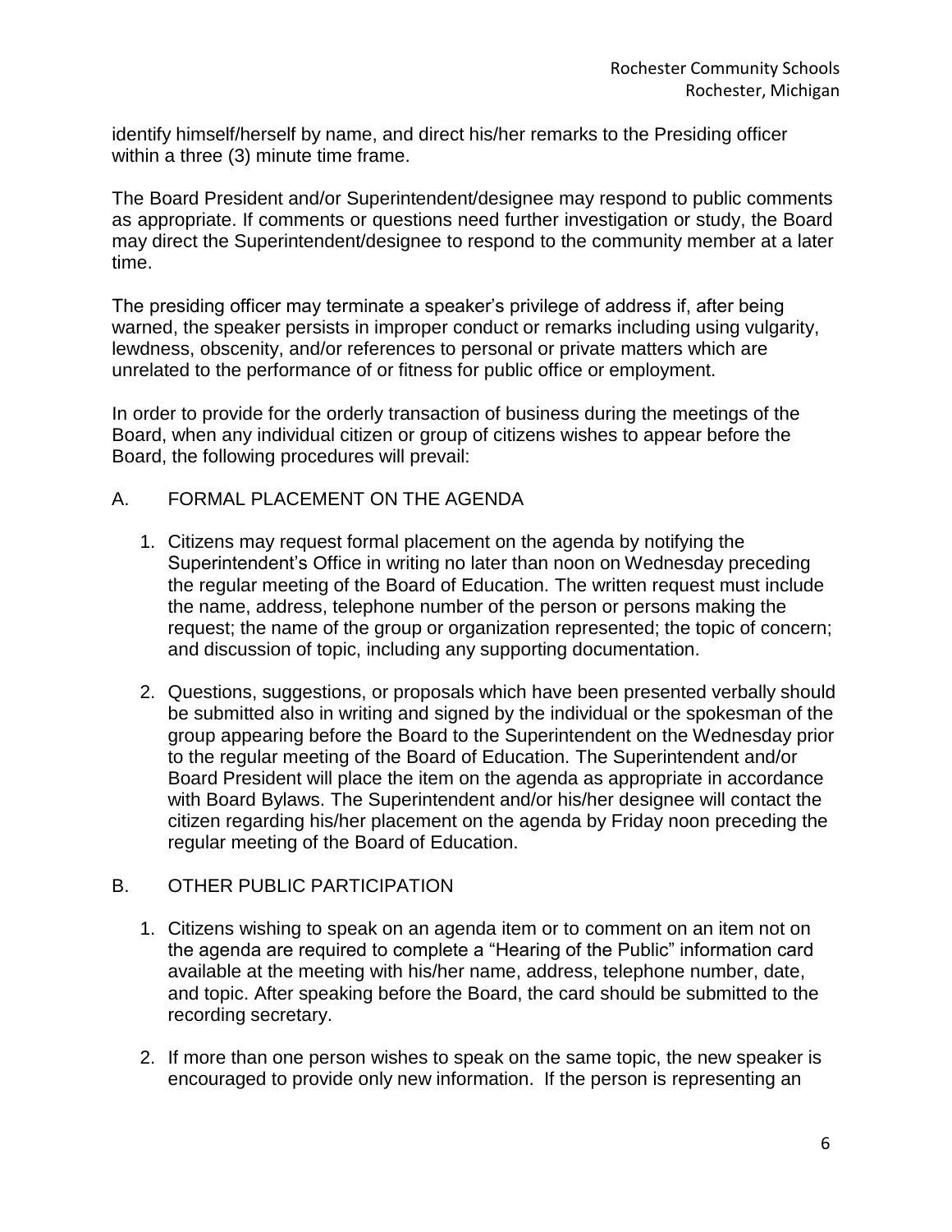identify himself/herself by name, and direct his/her remarks to the Presiding officer within a three (3) minute time frame.

The Board President and/or Superintendent/designee may respond to public comments as appropriate. If comments or questions need further investigation or study, the Board may direct the Superintendent/designee to respond to the community member at a later time.

The presiding officer may terminate a speaker's privilege of address if, after being warned, the speaker persists in improper conduct or remarks including using vulgarity, lewdness, obscenity, and/or references to personal or private matters which are unrelated to the performance of or fitness for public office or employment.

In order to provide for the orderly transaction of business during the meetings of the Board, when any individual citizen or group of citizens wishes to appear before the Board, the following procedures will prevail:

A. FORMAL PLACEMENT ON THE AGENDA

1. Citizens may request formal placement on the agenda by notifying the Superintendent's Office in writing no later than noon on Wednesday preceding the regular meeting of the Board of Education. The written request must include the name, address, telephone number of the person or persons making the request; the name of the group or organization represented; the topic of concern; and discussion of topic, including any supporting documentation.

2. Questions, suggestions, or proposals which have been presented verbally should be submitted also in writing and signed by the individual or the spokesman of the group appearing before the Board to the Superintendent on the Wednesday prior to the regular meeting of the Board of Education. The Superintendent and/or Board President will place the item on the agenda as appropriate in accordance with Board Bylaws. The Superintendent and/or his/her designee will contact the citizen regarding his/her placement on the agenda by Friday noon preceding the regular meeting of the Board of Education.

B. OTHER PUBLIC PARTICIPATION

1. Citizens wishing to speak on an agenda item or to comment on an item not on the agenda are required to complete a "Hearing of the Public" information card available at the meeting with his/her name, address, telephone number, date, and topic. After speaking before the Board, the card should be submitted to the recording secretary.

2. If more than one person wishes to speak on the same topic, the new speaker is encouraged to provide only new information. If the person is representing an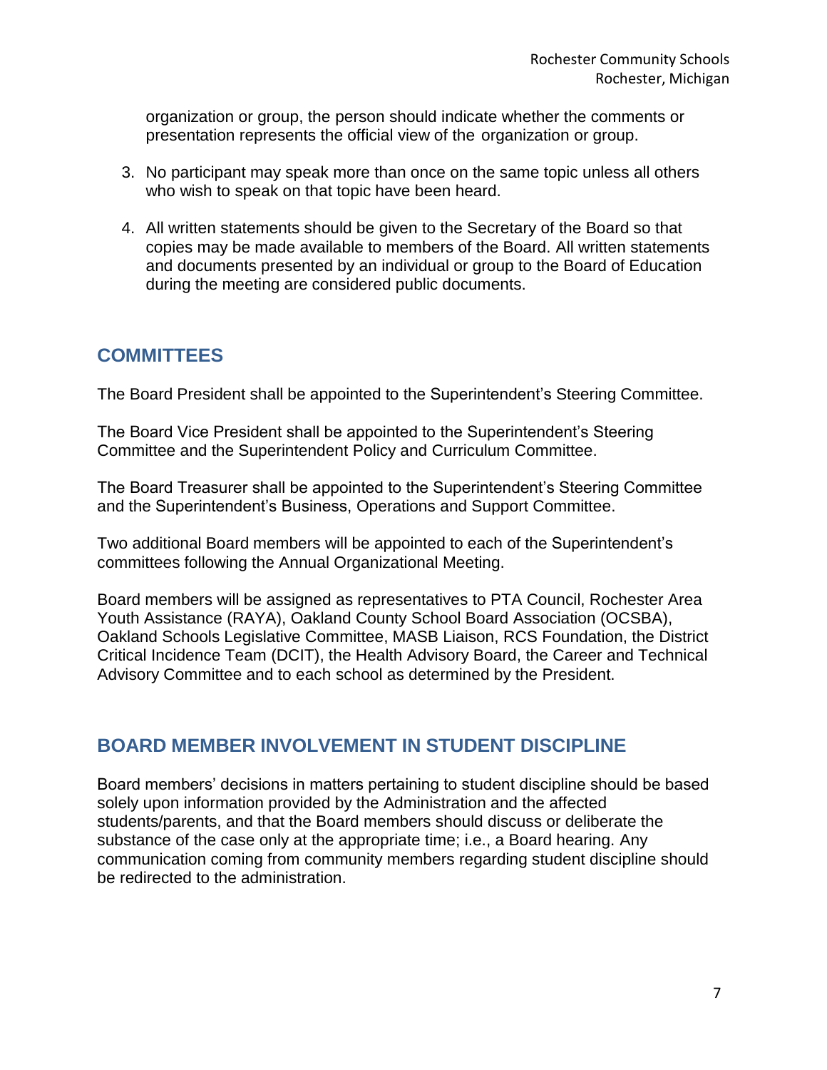organization or group, the person should indicate whether the comments or presentation represents the official view of the organization or group.

3. No participant may speak more than once on the same topic unless all others who wish to speak on that topic have been heard.

4. All written statements should be given to the Secretary of the Board so that copies may be made available to members of the Board. All written statements and documents presented by an individual or group to the Board of Education during the meeting are considered public documents.

## COMMITTEES

The Board President shall be appointed to the Superintendent's Steering Committee.

The Board Vice President shall be appointed to the Superintendent's Steering Committee and the Superintendent Policy and Curriculum Committee.

The Board Treasurer shall be appointed to the Superintendent's Steering Committee and the Superintendent's Business, Operations and Support Committee.

Two additional Board members will be appointed to each of the Superintendent's committees following the Annual Organizational Meeting.

Board members will be assigned as representatives to PTA Council, Rochester Area Youth Assistance (RAYA), Oakland County School Board Association (OCSBA), Oakland Schools Legislative Committee, MASB Liaison, RCS Foundation, the District Critical Incidence Team (DCIT), the Health Advisory Board, the Career and Technical Advisory Committee and to each school as determined by the President.

## BOARD MEMBER INVOLVEMENT IN STUDENT DISCIPLINE

Board members' decisions in matters pertaining to student discipline should be based solely upon information provided by the Administration and the affected students/parents, and that the Board members should discuss or deliberate the substance of the case only at the appropriate time; i.e., a Board hearing. Any communication coming from community members regarding student discipline should be redirected to the administration.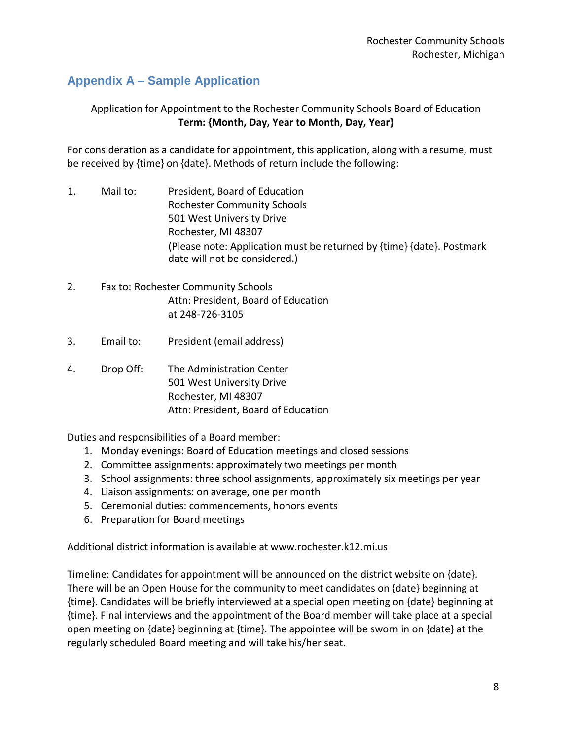## Appendix A – Sample Application

Application for Appointment to the Rochester Community Schools Board of Education
**Term: {Month, Day, Year to Month, Day, Year}**

For consideration as a candidate for appointment, this application, along with a resume, must be received by {time} on {date}. Methods of return include the following:

1. Mail to: President, Board of Education
   Rochester Community Schools
   501 West University Drive
   Rochester, MI 48307
   (Please note: Application must be returned by {time} {date}. Postmark date will not be considered.)

2. Fax to: Rochester Community Schools
   Attn: President, Board of Education
   at 248-726-3105

3. Email to: President (email address)

4. Drop Off: The Administration Center
   501 West University Drive
   Rochester, MI 48307
   Attn: President, Board of Education

Duties and responsibilities of a Board member:

1. Monday evenings: Board of Education meetings and closed sessions
2. Committee assignments: approximately two meetings per month
3. School assignments: three school assignments, approximately six meetings per year
4. Liaison assignments: on average, one per month
5. Ceremonial duties: commencements, honors events
6. Preparation for Board meetings

Additional district information is available at www.rochester.k12.mi.us

Timeline: Candidates for appointment will be announced on the district website on {date}. There will be an Open House for the community to meet candidates on {date} beginning at {time}. Candidates will be briefly interviewed at a special open meeting on {date} beginning at {time}. Final interviews and the appointment of the Board member will take place at a special open meeting on {date} beginning at {time}. The appointee will be sworn in on {date} at the regularly scheduled Board meeting and will take his/her seat.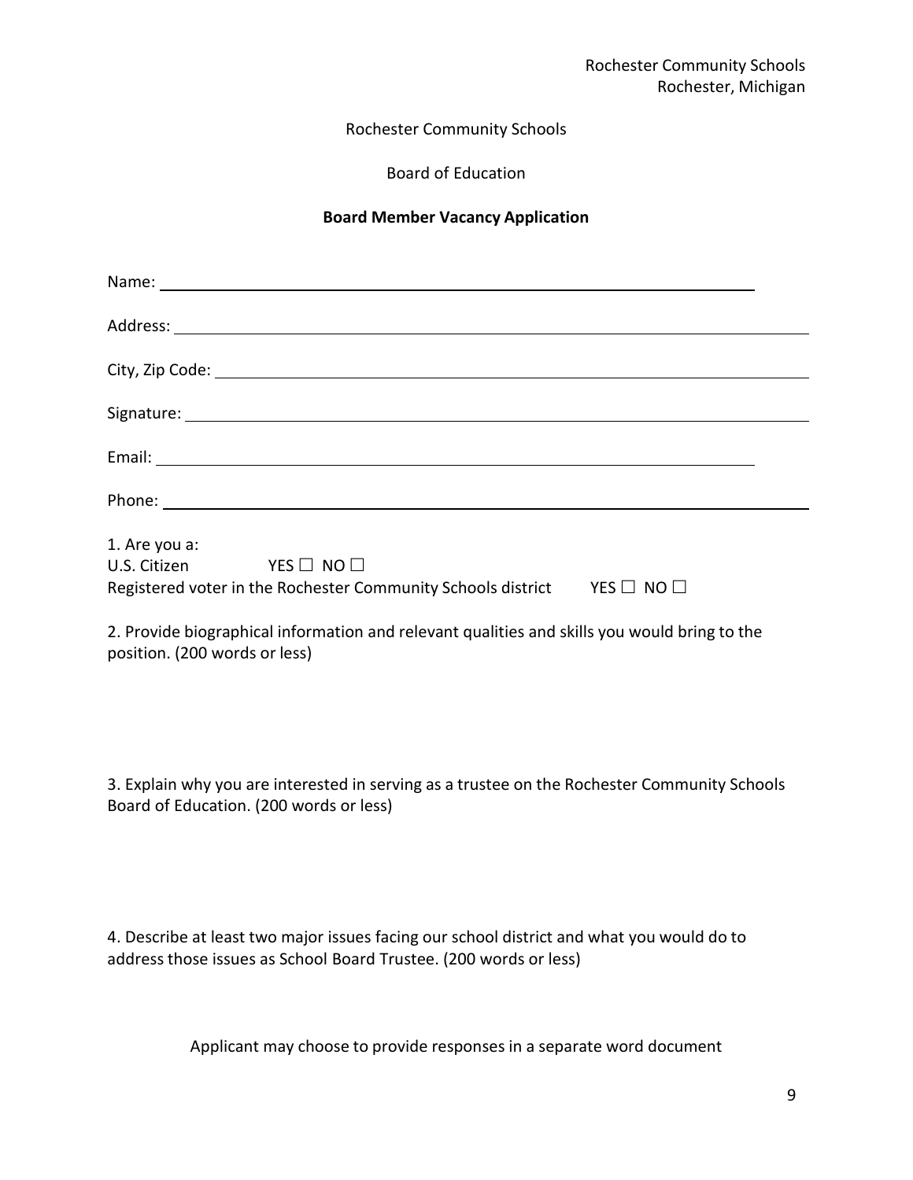Rochester Community Schools
Rochester, Michigan

Rochester Community Schools

Board of Education

**Board Member Vacancy Application**

Name: ______________________________________________

Address: ______________________________________________

City, Zip Code: ______________________________________________

Signature: ______________________________________________

Email: ______________________________________________

Phone: ______________________________________________

1. Are you a:
U.S. Citizen YES ☐ NO ☐
Registered voter in the Rochester Community Schools district YES ☐ NO ☐

2. Provide biographical information and relevant qualities and skills you would bring to the position. (200 words or less)

3. Explain why you are interested in serving as a trustee on the Rochester Community Schools Board of Education. (200 words or less)

4. Describe at least two major issues facing our school district and what you would do to address those issues as School Board Trustee. (200 words or less)

Applicant may choose to provide responses in a separate word document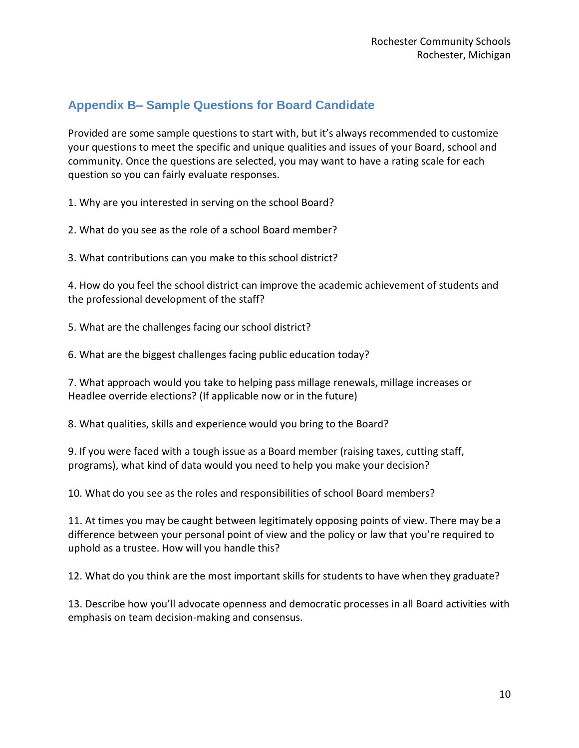## Appendix B– Sample Questions for Board Candidate

Provided are some sample questions to start with, but it's always recommended to customize your questions to meet the specific and unique qualities and issues of your Board, school and community. Once the questions are selected, you may want to have a rating scale for each question so you can fairly evaluate responses.

1. Why are you interested in serving on the school Board?

2. What do you see as the role of a school Board member?

3. What contributions can you make to this school district?

4. How do you feel the school district can improve the academic achievement of students and the professional development of the staff?

5. What are the challenges facing our school district?

6. What are the biggest challenges facing public education today?

7. What approach would you take to helping pass millage renewals, millage increases or Headlee override elections? (If applicable now or in the future)

8. What qualities, skills and experience would you bring to the Board?

9. If you were faced with a tough issue as a Board member (raising taxes, cutting staff, programs), what kind of data would you need to help you make your decision?

10. What do you see as the roles and responsibilities of school Board members?

11. At times you may be caught between legitimately opposing points of view. There may be a difference between your personal point of view and the policy or law that you're required to uphold as a trustee. How will you handle this?

12. What do you think are the most important skills for students to have when they graduate?

13. Describe how you'll advocate openness and democratic processes in all Board activities with emphasis on team decision-making and consensus.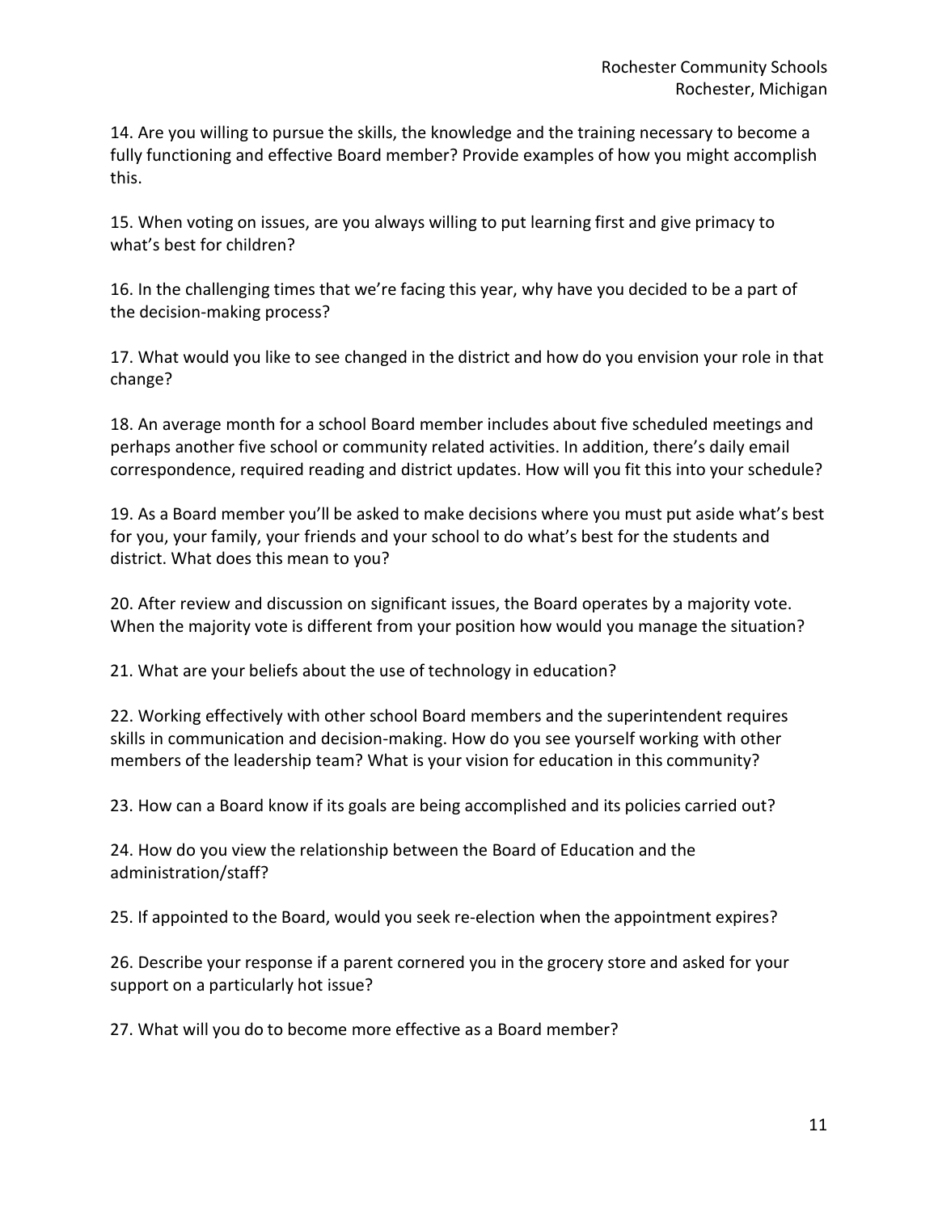14. Are you willing to pursue the skills, the knowledge and the training necessary to become a fully functioning and effective Board member? Provide examples of how you might accomplish this.

15. When voting on issues, are you always willing to put learning first and give primacy to what's best for children?

16. In the challenging times that we're facing this year, why have you decided to be a part of the decision-making process?

17. What would you like to see changed in the district and how do you envision your role in that change?

18. An average month for a school Board member includes about five scheduled meetings and perhaps another five school or community related activities. In addition, there's daily email correspondence, required reading and district updates. How will you fit this into your schedule?

19. As a Board member you'll be asked to make decisions where you must put aside what's best for you, your family, your friends and your school to do what's best for the students and district. What does this mean to you?

20. After review and discussion on significant issues, the Board operates by a majority vote. When the majority vote is different from your position how would you manage the situation?

21. What are your beliefs about the use of technology in education?

22. Working effectively with other school Board members and the superintendent requires skills in communication and decision-making. How do you see yourself working with other members of the leadership team? What is your vision for education in this community?

23. How can a Board know if its goals are being accomplished and its policies carried out?

24. How do you view the relationship between the Board of Education and the administration/staff?

25. If appointed to the Board, would you seek re-election when the appointment expires?

26. Describe your response if a parent cornered you in the grocery store and asked for your support on a particularly hot issue?

27. What will you do to become more effective as a Board member?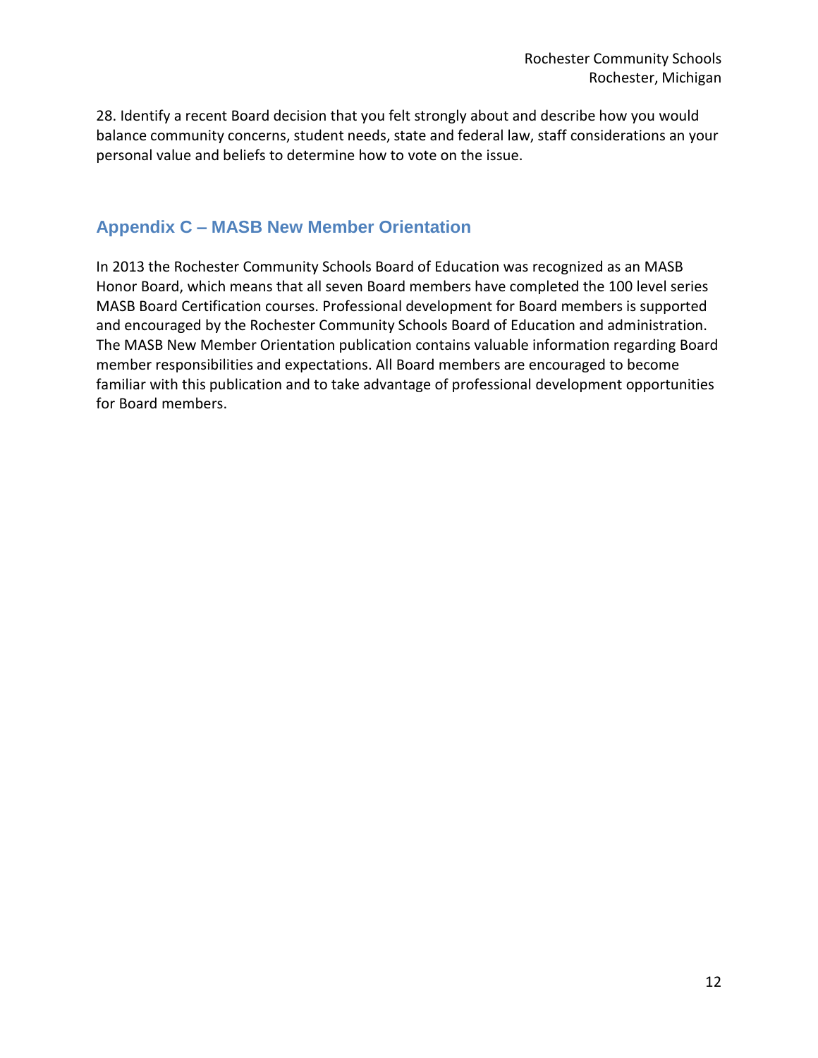28. Identify a recent Board decision that you felt strongly about and describe how you would balance community concerns, student needs, state and federal law, staff considerations an your personal value and beliefs to determine how to vote on the issue.

## Appendix C – MASB New Member Orientation

In 2013 the Rochester Community Schools Board of Education was recognized as an MASB Honor Board, which means that all seven Board members have completed the 100 level series MASB Board Certification courses. Professional development for Board members is supported and encouraged by the Rochester Community Schools Board of Education and administration. The MASB New Member Orientation publication contains valuable information regarding Board member responsibilities and expectations. All Board members are encouraged to become familiar with this publication and to take advantage of professional development opportunities for Board members.